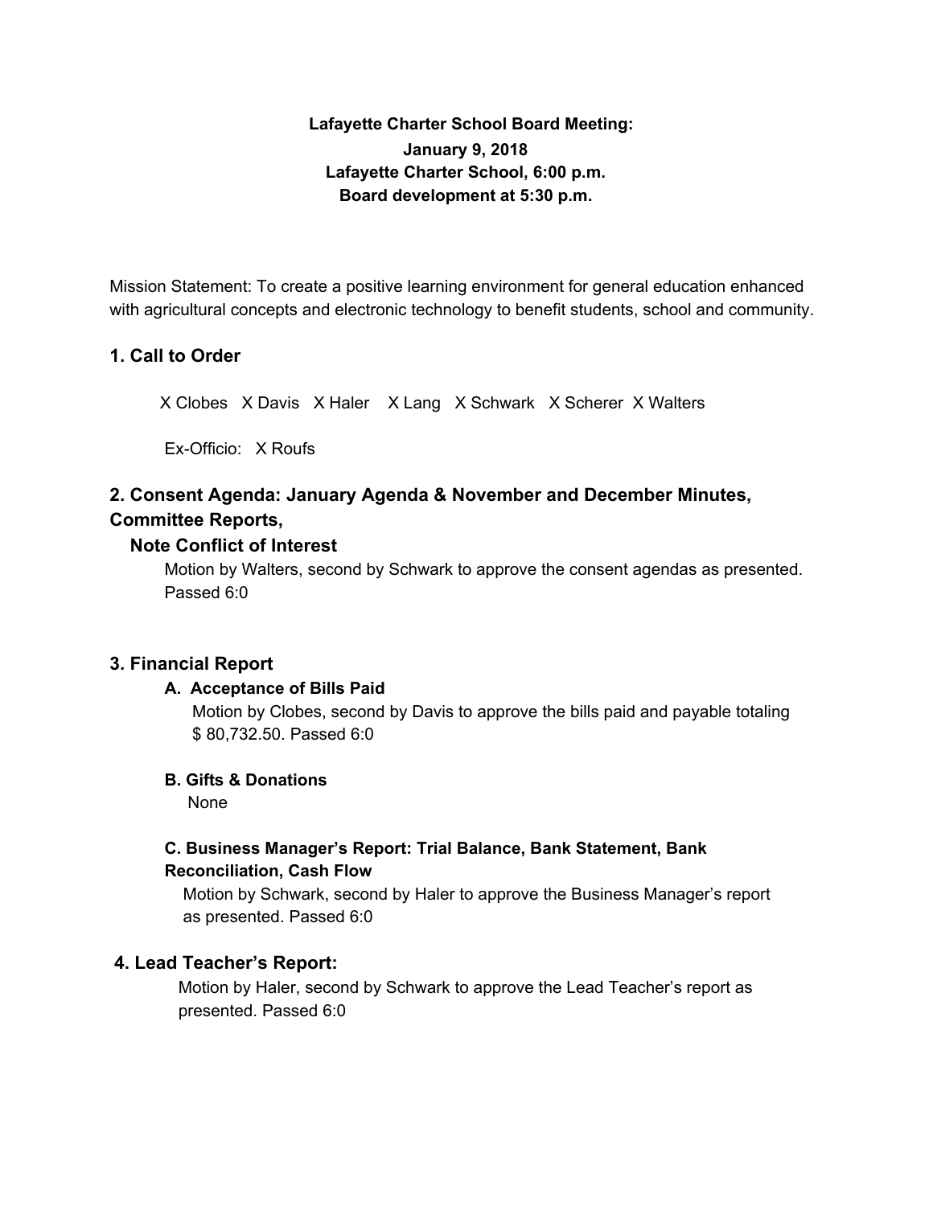**Lafayette Charter School Board Meeting:**
**January 9, 2018**
**Lafayette Charter School, 6:00 p.m.**
**Board development at 5:30 p.m.**

Mission Statement: To create a positive learning environment for general education enhanced with agricultural concepts and electronic technology to benefit students, school and community.

## 1. Call to Order

X Clobes X Davis X Haler X Lang X Schwark X Scherer X Walters

Ex-Officio: X Roufs

## 2. Consent Agenda: January Agenda & November and December Minutes, Committee Reports,

### Note Conflict of Interest

Motion by Walters, second by Schwark to approve the consent agendas as presented. Passed 6:0

## 3. Financial Report

### A. Acceptance of Bills Paid

Motion by Clobes, second by Davis to approve the bills paid and payable totaling $ 80,732.50. Passed 6:0

### B. Gifts & Donations

None

### C. Business Manager's Report: Trial Balance, Bank Statement, Bank Reconciliation, Cash Flow

Motion by Schwark, second by Haler to approve the Business Manager's report as presented. Passed 6:0

## 4. Lead Teacher's Report:

Motion by Haler, second by Schwark to approve the Lead Teacher's report as presented. Passed 6:0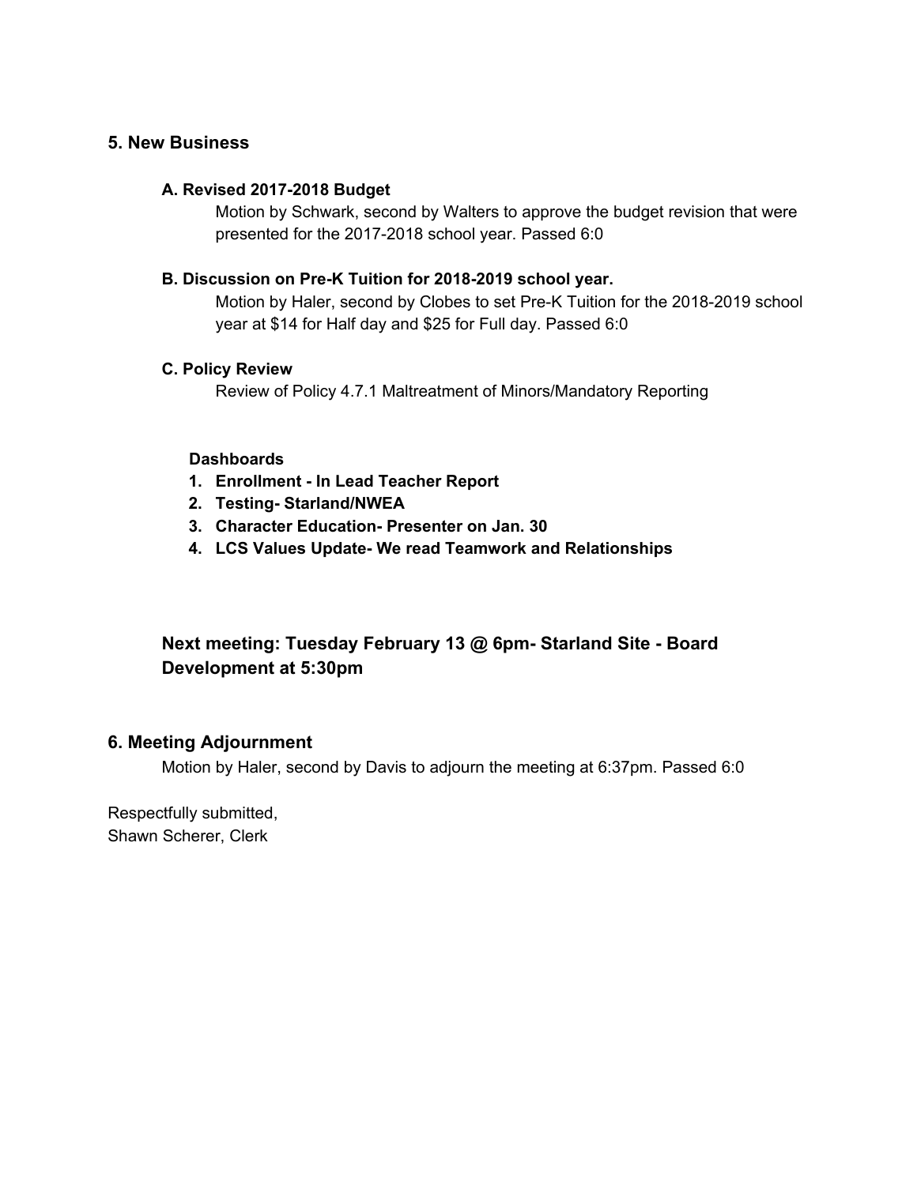## 5. New Business

### A. Revised 2017-2018 Budget

Motion by Schwark, second by Walters to approve the budget revision that were presented for the 2017-2018 school year. Passed 6:0

### B. Discussion on Pre-K Tuition for 2018-2019 school year.

Motion by Haler, second by Clobes to set Pre-K Tuition for the 2018-2019 school year at $14 for Half day and $25 for Full day. Passed 6:0

### C. Policy Review

Review of Policy 4.7.1 Maltreatment of Minors/Mandatory Reporting

**Dashboards**

1. **Enrollment - In Lead Teacher Report**
2. **Testing- Starland/NWEA**
3. **Character Education- Presenter on Jan. 30**
4. **LCS Values Update- We read Teamwork and Relationships**

### Next meeting: Tuesday February 13 @ 6pm- Starland Site - Board Development at 5:30pm

## 6. Meeting Adjournment

Motion by Haler, second by Davis to adjourn the meeting at 6:37pm. Passed 6:0

Respectfully submitted,
Shawn Scherer, Clerk